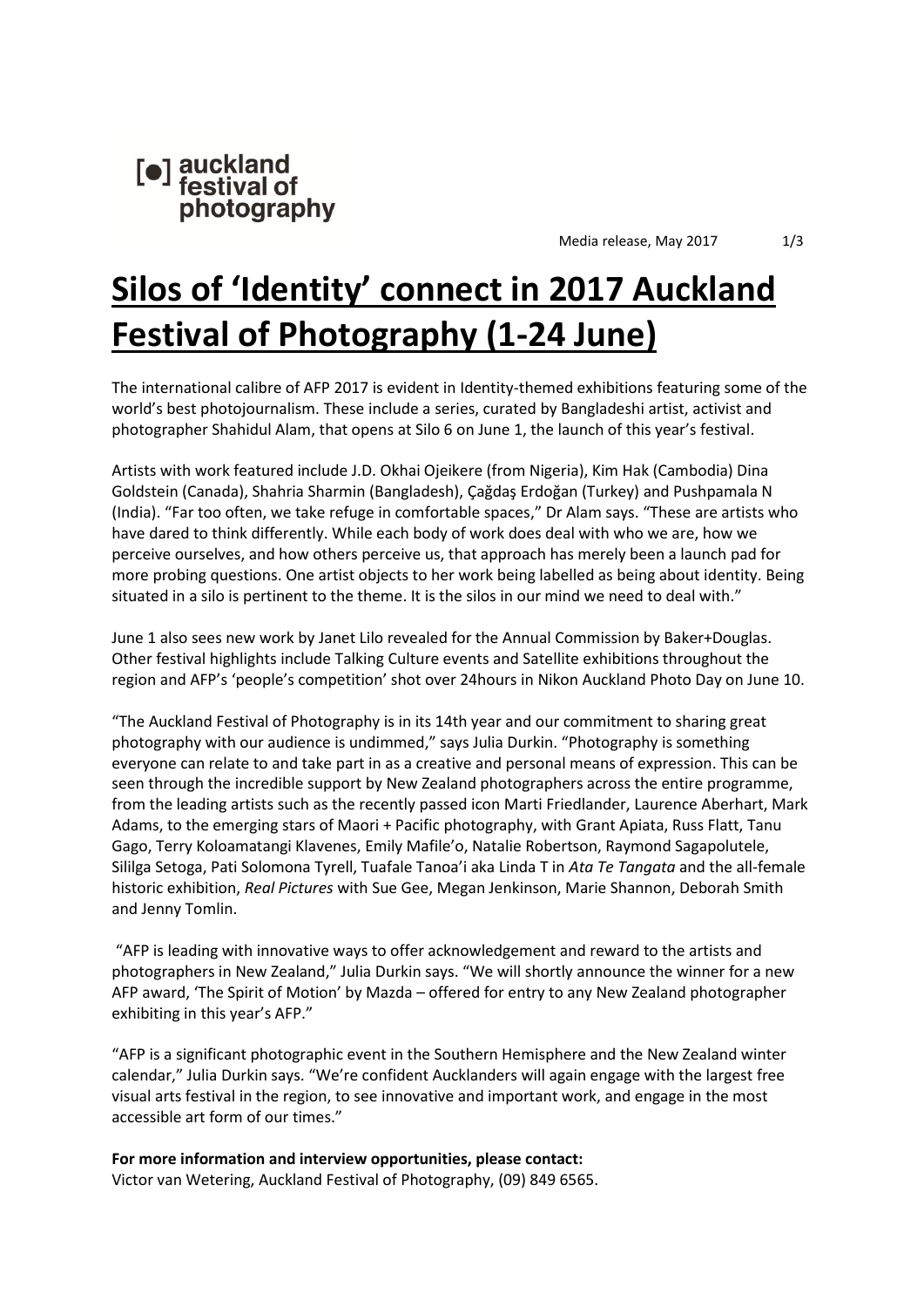[●] auckland festival of photography

Media release, May 2017

# Silos of 'Identity' connect in 2017 Auckland Festival of Photography (1-24 June)

The international calibre of AFP 2017 is evident in Identity-themed exhibitions featuring some of the world's best photojournalism. These include a series, curated by Bangladeshi artist, activist and photographer Shahidul Alam, that opens at Silo 6 on June 1, the launch of this year's festival.

Artists with work featured include J.D. Okhai Ojeikere (from Nigeria), Kim Hak (Cambodia) Dina Goldstein (Canada), Shahria Sharmin (Bangladesh), Çağdaş Erdoğan (Turkey) and Pushpamala N (India). "Far too often, we take refuge in comfortable spaces," Dr Alam says. "These are artists who have dared to think differently. While each body of work does deal with who we are, how we perceive ourselves, and how others perceive us, that approach has merely been a launch pad for more probing questions. One artist objects to her work being labelled as being about identity. Being situated in a silo is pertinent to the theme. It is the silos in our mind we need to deal with."

June 1 also sees new work by Janet Lilo revealed for the Annual Commission by Baker+Douglas. Other festival highlights include Talking Culture events and Satellite exhibitions throughout the region and AFP's 'people's competition' shot over 24hours in Nikon Auckland Photo Day on June 10.

"The Auckland Festival of Photography is in its 14th year and our commitment to sharing great photography with our audience is undimmed," says Julia Durkin. "Photography is something everyone can relate to and take part in as a creative and personal means of expression. This can be seen through the incredible support by New Zealand photographers across the entire programme, from the leading artists such as the recently passed icon Marti Friedlander, Laurence Aberhart, Mark Adams, to the emerging stars of Maori + Pacific photography, with Grant Apiata, Russ Flatt, Tanu Gago, Terry Koloamatangi Klavenes, Emily Mafile'o, Natalie Robertson, Raymond Sagapolutele, Sililga Setoga, Pati Solomona Tyrell, Tuafale Tanoa'i aka Linda T in *Ata Te Tangata* and the all-female historic exhibition, *Real Pictures* with Sue Gee, Megan Jenkinson, Marie Shannon, Deborah Smith and Jenny Tomlin.

"AFP is leading with innovative ways to offer acknowledgement and reward to the artists and photographers in New Zealand," Julia Durkin says. "We will shortly announce the winner for a new AFP award, 'The Spirit of Motion' by Mazda – offered for entry to any New Zealand photographer exhibiting in this year's AFP."

"AFP is a significant photographic event in the Southern Hemisphere and the New Zealand winter calendar," Julia Durkin says. "We're confident Aucklanders will again engage with the largest free visual arts festival in the region, to see innovative and important work, and engage in the most accessible art form of our times."

**For more information and interview opportunities, please contact:**
Victor van Wetering, Auckland Festival of Photography, (09) 849 6565.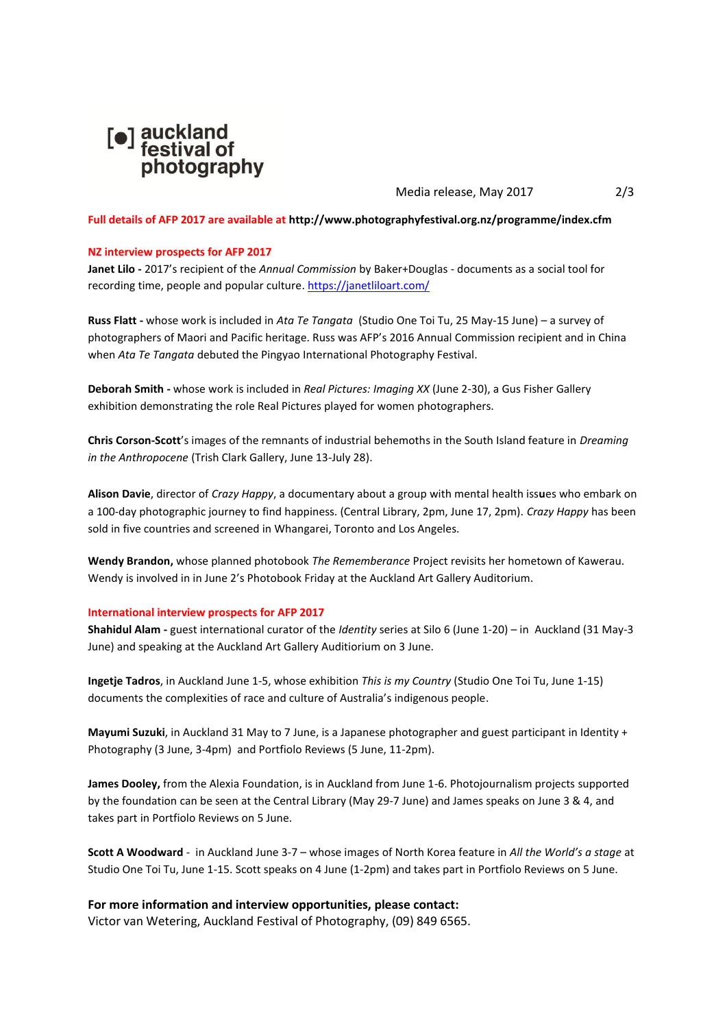auckland festival of photography

Media release, May 2017

**Full details of AFP 2017 are available at http://www.photographyfestival.org.nz/programme/index.cfm**

**NZ interview prospects for AFP 2017**

**Janet Lilo -** 2017's recipient of the *Annual Commission* by Baker+Douglas - documents as a social tool for recording time, people and popular culture. https://janetliloart.com/

**Russ Flatt -** whose work is included in *Ata Te Tangata* (Studio One Toi Tu, 25 May-15 June) – a survey of photographers of Maori and Pacific heritage. Russ was AFP's 2016 Annual Commission recipient and in China when *Ata Te Tangata* debuted the Pingyao International Photography Festival.

**Deborah Smith -** whose work is included in *Real Pictures: Imaging XX* (June 2-30), a Gus Fisher Gallery exhibition demonstrating the role Real Pictures played for women photographers.

**Chris Corson-Scott**'s images of the remnants of industrial behemoths in the South Island feature in *Dreaming in the Anthropocene* (Trish Clark Gallery, June 13-July 28).

**Alison Davie**, director of *Crazy Happy*, a documentary about a group with mental health issues who embark on a 100-day photographic journey to find happiness. (Central Library, 2pm, June 17, 2pm). *Crazy Happy* has been sold in five countries and screened in Whangarei, Toronto and Los Angeles.

**Wendy Brandon,** whose planned photobook *The Rememberance* Project revisits her hometown of Kawerau. Wendy is involved in in June 2's Photobook Friday at the Auckland Art Gallery Auditorium.

**International interview prospects for AFP 2017**

**Shahidul Alam -** guest international curator of the *Identity* series at Silo 6 (June 1-20) – in Auckland (31 May-3 June) and speaking at the Auckland Art Gallery Auditiorium on 3 June.

**Ingetje Tadros**, in Auckland June 1-5, whose exhibition *This is my Country* (Studio One Toi Tu, June 1-15) documents the complexities of race and culture of Australia's indigenous people.

**Mayumi Suzuki**, in Auckland 31 May to 7 June, is a Japanese photographer and guest participant in Identity + Photography (3 June, 3-4pm) and Portfiolo Reviews (5 June, 11-2pm).

**James Dooley,** from the Alexia Foundation, is in Auckland from June 1-6. Photojournalism projects supported by the foundation can be seen at the Central Library (May 29-7 June) and James speaks on June 3 & 4, and takes part in Portfiolo Reviews on 5 June.

**Scott A Woodward** - in Auckland June 3-7 – whose images of North Korea feature in *All the World's a stage* at Studio One Toi Tu, June 1-15. Scott speaks on 4 June (1-2pm) and takes part in Portfiolo Reviews on 5 June.

**For more information and interview opportunities, please contact:**
Victor van Wetering, Auckland Festival of Photography, (09) 849 6565.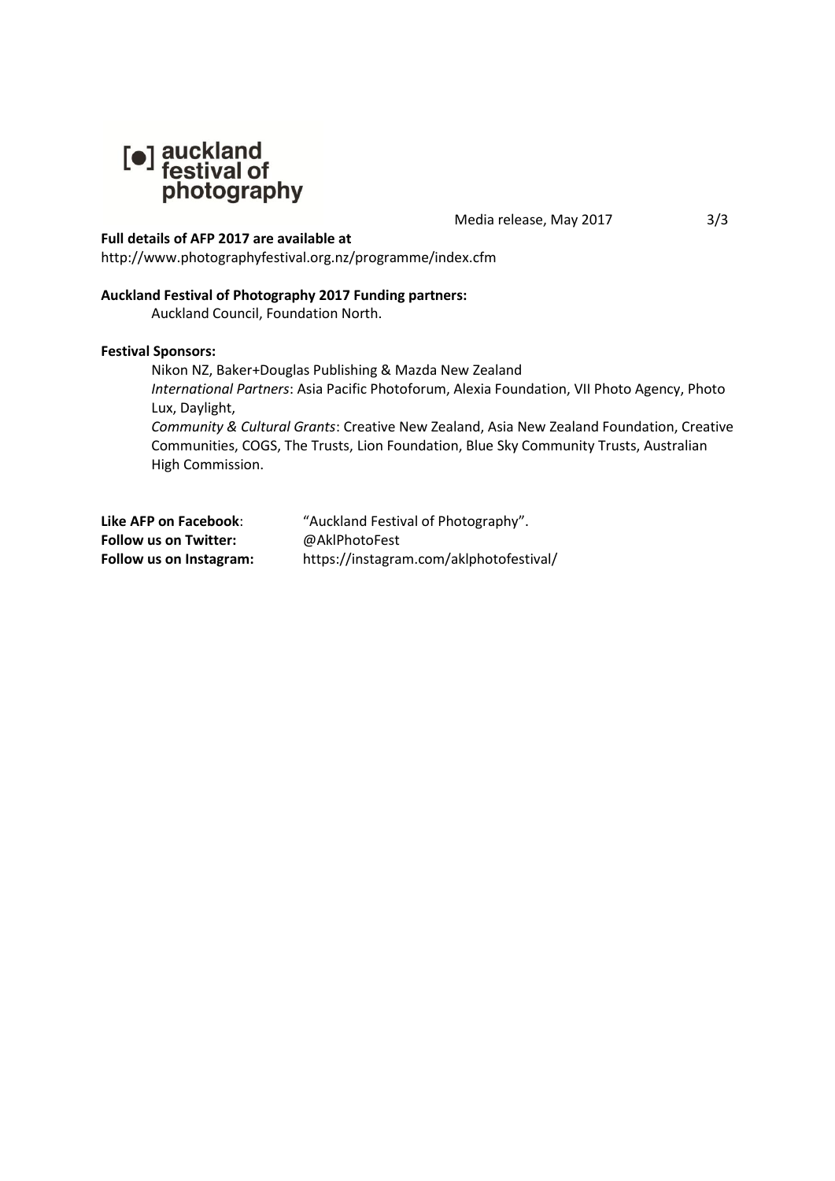**Full details of AFP 2017 are available at**
http://www.photographyfestival.org.nz/programme/index.cfm

**Auckland Festival of Photography 2017 Funding partners:**
Auckland Council, Foundation North.

**Festival Sponsors:**
Nikon NZ, Baker+Douglas Publishing & Mazda New Zealand
*International Partners*: Asia Pacific Photoforum, Alexia Foundation, VII Photo Agency, Photo Lux, Daylight,
*Community & Cultural Grants*: Creative New Zealand, Asia New Zealand Foundation, Creative Communities, COGS, The Trusts, Lion Foundation, Blue Sky Community Trusts, Australian High Commission.

**Like AFP on Facebook**: "Auckland Festival of Photography".
**Follow us on Twitter:** @AklPhotoFest
**Follow us on Instagram:** https://instagram.com/aklphotofestival/